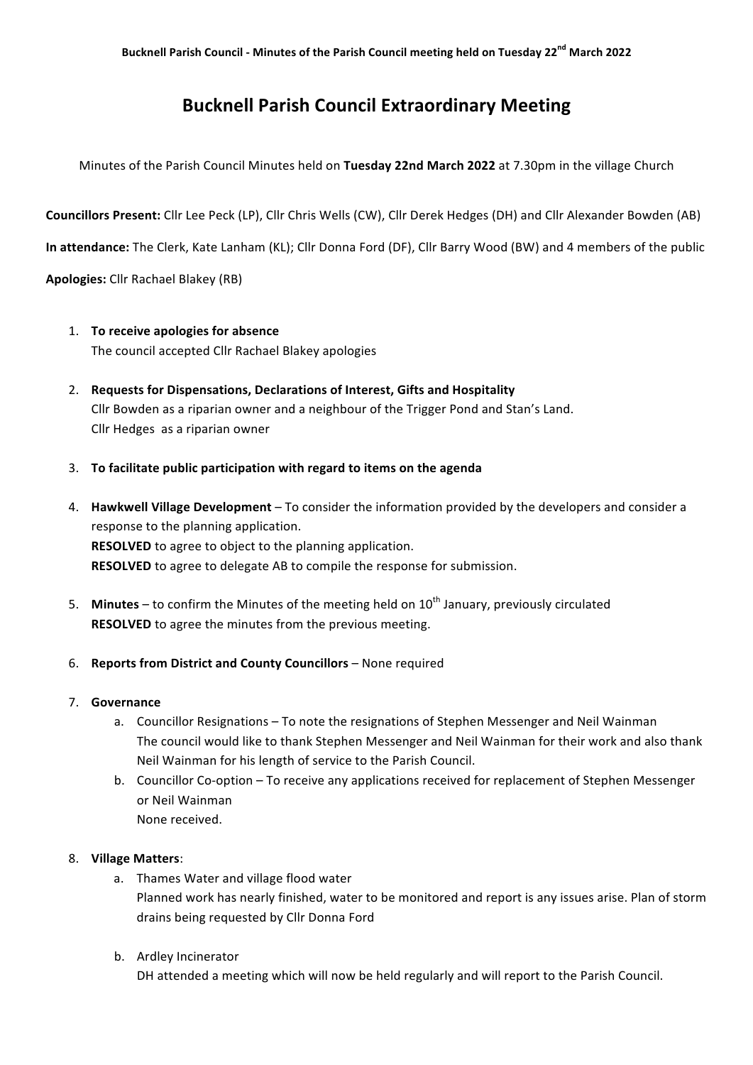# Bucknell Parish Council Extraordinary Meeting

Minutes of the Parish Council Minutes held on **Tuesday 22nd March 2022** at 7.30pm in the village Church

**Councillors Present:** Cllr Lee Peck (LP), Cllr Chris Wells (CW), Cllr Derek Hedges (DH) and Cllr Alexander Bowden (AB)

**In attendance:** The Clerk, Kate Lanham (KL); Cllr Donna Ford (DF), Cllr Barry Wood (BW) and 4 members of the public

**Apologies:** Cllr Rachael Blakey (RB)

1. **To receive apologies for absence**
   The council accepted Cllr Rachael Blakey apologies

2. **Requests for Dispensations, Declarations of Interest, Gifts and Hospitality**
   Cllr Bowden as a riparian owner and a neighbour of the Trigger Pond and Stan's Land.
   Cllr Hedges as a riparian owner

3. **To facilitate public participation with regard to items on the agenda**

4. **Hawkwell Village Development** – To consider the information provided by the developers and consider a response to the planning application.
   **RESOLVED** to agree to object to the planning application.
   **RESOLVED** to agree to delegate AB to compile the response for submission.

5. **Minutes** – to confirm the Minutes of the meeting held on 10th January, previously circulated
   **RESOLVED** to agree the minutes from the previous meeting.

6. **Reports from District and County Councillors** – None required

7. **Governance**
   a. Councillor Resignations – To note the resignations of Stephen Messenger and Neil Wainman
      The council would like to thank Stephen Messenger and Neil Wainman for their work and also thank Neil Wainman for his length of service to the Parish Council.
   b. Councillor Co-option – To receive any applications received for replacement of Stephen Messenger or Neil Wainman
      None received.

8. **Village Matters**:
   a. Thames Water and village flood water
      Planned work has nearly finished, water to be monitored and report is any issues arise. Plan of storm drains being requested by Cllr Donna Ford

   b. Ardley Incinerator
      DH attended a meeting which will now be held regularly and will report to the Parish Council.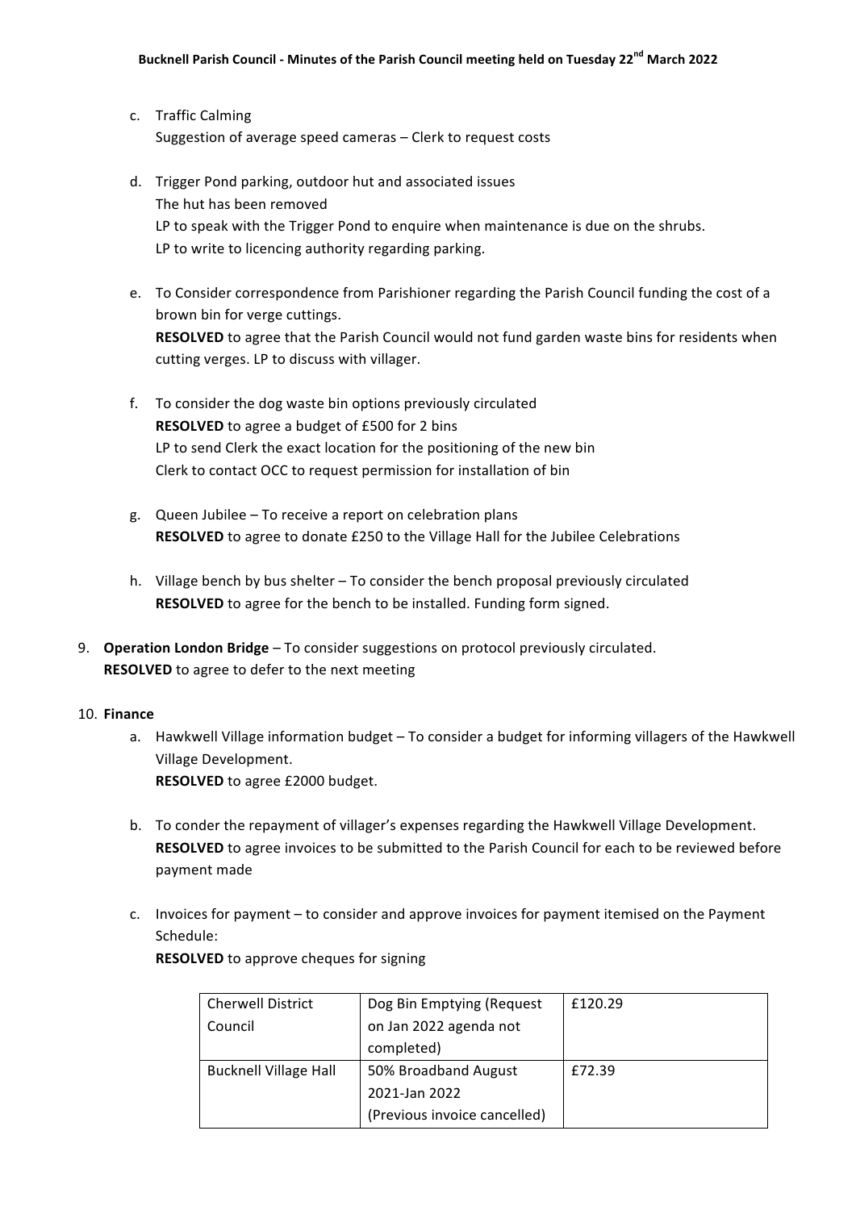c. Traffic Calming
   Suggestion of average speed cameras – Clerk to request costs

d. Trigger Pond parking, outdoor hut and associated issues
   The hut has been removed
   LP to speak with the Trigger Pond to enquire when maintenance is due on the shrubs.
   LP to write to licencing authority regarding parking.

e. To Consider correspondence from Parishioner regarding the Parish Council funding the cost of a brown bin for verge cuttings.
   **RESOLVED** to agree that the Parish Council would not fund garden waste bins for residents when cutting verges. LP to discuss with villager.

f. To consider the dog waste bin options previously circulated
   **RESOLVED** to agree a budget of £500 for 2 bins
   LP to send Clerk the exact location for the positioning of the new bin
   Clerk to contact OCC to request permission for installation of bin

g. Queen Jubilee – To receive a report on celebration plans
   **RESOLVED** to agree to donate £250 to the Village Hall for the Jubilee Celebrations

h. Village bench by bus shelter – To consider the bench proposal previously circulated
   **RESOLVED** to agree for the bench to be installed. Funding form signed.

9. **Operation London Bridge** – To consider suggestions on protocol previously circulated.
   **RESOLVED** to agree to defer to the next meeting

10. **Finance**

   a. Hawkwell Village information budget – To consider a budget for informing villagers of the Hawkwell Village Development.
      **RESOLVED** to agree £2000 budget.

   b. To conder the repayment of villager's expenses regarding the Hawkwell Village Development.
      **RESOLVED** to agree invoices to be submitted to the Parish Council for each to be reviewed before payment made

   c. Invoices for payment – to consider and approve invoices for payment itemised on the Payment Schedule:
      **RESOLVED** to approve cheques for signing

| | | |
|---|---|---|
| Cherwell District Council | Dog Bin Emptying (Request on Jan 2022 agenda not completed) | £120.29 |
| Bucknell Village Hall | 50% Broadband August 2021-Jan 2022 (Previous invoice cancelled) | £72.39 |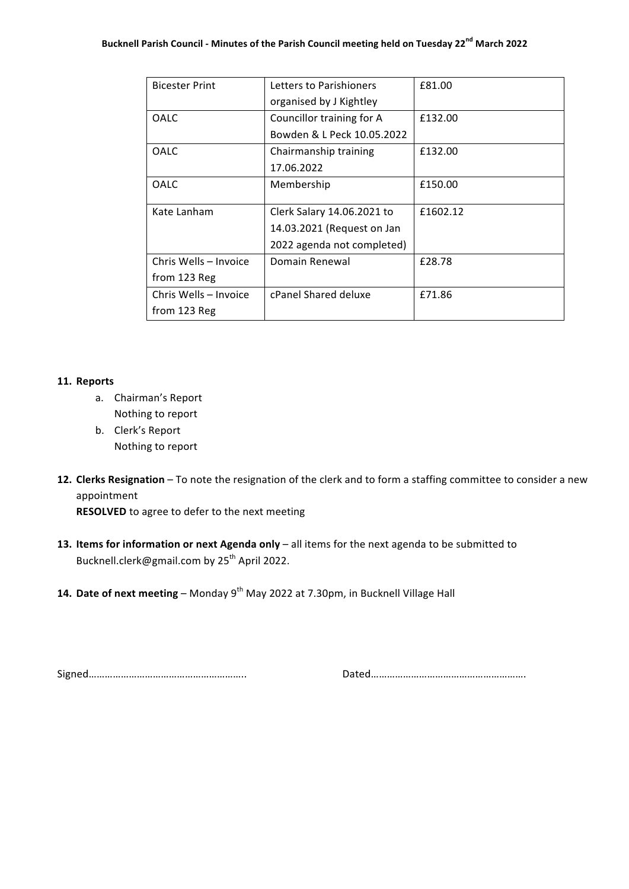| | | |
|---|---|---|
| Bicester Print | Letters to Parishioners organised by J Kightley | £81.00 |
| OALC | Councillor training for A Bowden & L Peck 10.05.2022 | £132.00 |
| OALC | Chairmanship training 17.06.2022 | £132.00 |
| OALC | Membership | £150.00 |
| Kate Lanham | Clerk Salary 14.06.2021 to 14.03.2021 (Request on Jan 2022 agenda not completed) | £1602.12 |
| Chris Wells – Invoice from 123 Reg | Domain Renewal | £28.78 |
| Chris Wells – Invoice from 123 Reg | cPanel Shared deluxe | £71.86 |

**11. Reports**

a. Chairman's Report
   Nothing to report
b. Clerk's Report
   Nothing to report

**12. Clerks Resignation** – To note the resignation of the clerk and to form a staffing committee to consider a new appointment
**RESOLVED** to agree to defer to the next meeting

**13. Items for information or next Agenda only** – all items for the next agenda to be submitted to Bucknell.clerk@gmail.com by 25th April 2022.

**14. Date of next meeting** – Monday 9th May 2022 at 7.30pm, in Bucknell Village Hall

Signed…………………………………………………..    Dated………………………………………………….